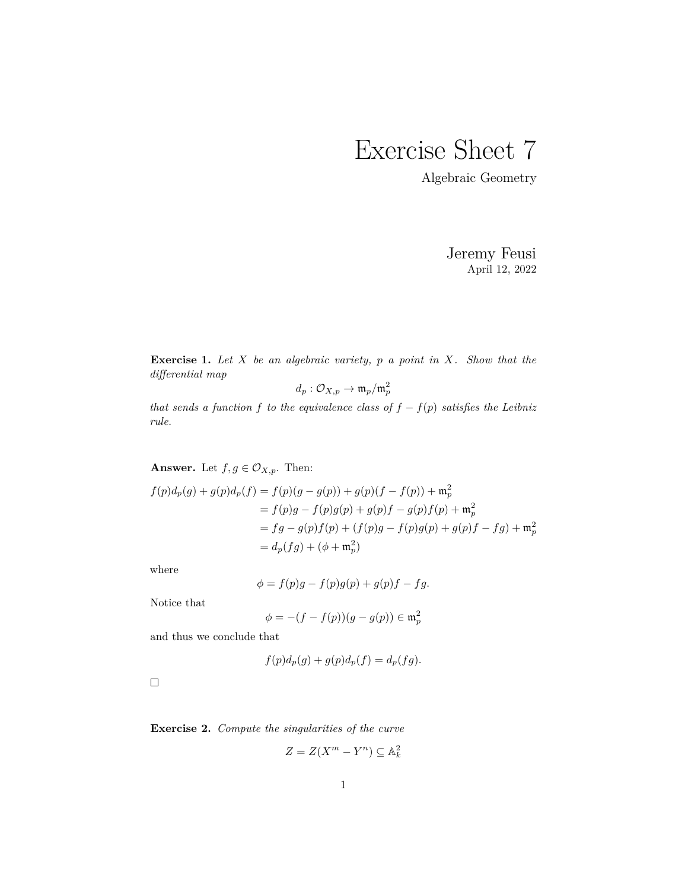# Exercise Sheet 7

Algebraic Geometry

Jeremy Feusi
April 12, 2022

**Exercise 1.** *Let $X$ be an algebraic variety, $p$ a point in $X$. Show that the differential map*

$$d_p : \mathcal{O}_{X,p} \to \mathfrak{m}_p/\mathfrak{m}_p^2$$

*that sends a function $f$ to the equivalence class of $f - f(p)$ satisfies the Leibniz rule.*

**Answer.** Let $f, g \in \mathcal{O}_{X,p}$. Then:

$$\begin{aligned}
f(p)d_p(g) + g(p)d_p(f) &= f(p)(g - g(p)) + g(p)(f - f(p)) + \mathfrak{m}_p^2 \\
&= f(p)g - f(p)g(p) + g(p)f - g(p)f(p) + \mathfrak{m}_p^2 \\
&= fg - g(p)f(p) + (f(p)g - f(p)g(p) + g(p)f - fg) + \mathfrak{m}_p^2 \\
&= d_p(fg) + (\phi + \mathfrak{m}_p^2)
\end{aligned}$$

where

$$\phi = f(p)g - f(p)g(p) + g(p)f - fg.$$

Notice that

$$\phi = -(f - f(p))(g - g(p)) \in \mathfrak{m}_p^2$$

and thus we conclude that

$$f(p)d_p(g) + g(p)d_p(f) = d_p(fg).$$

□

**Exercise 2.** *Compute the singularities of the curve*

$$Z = Z(X^m - Y^n) \subseteq \mathbb{A}_k^2$$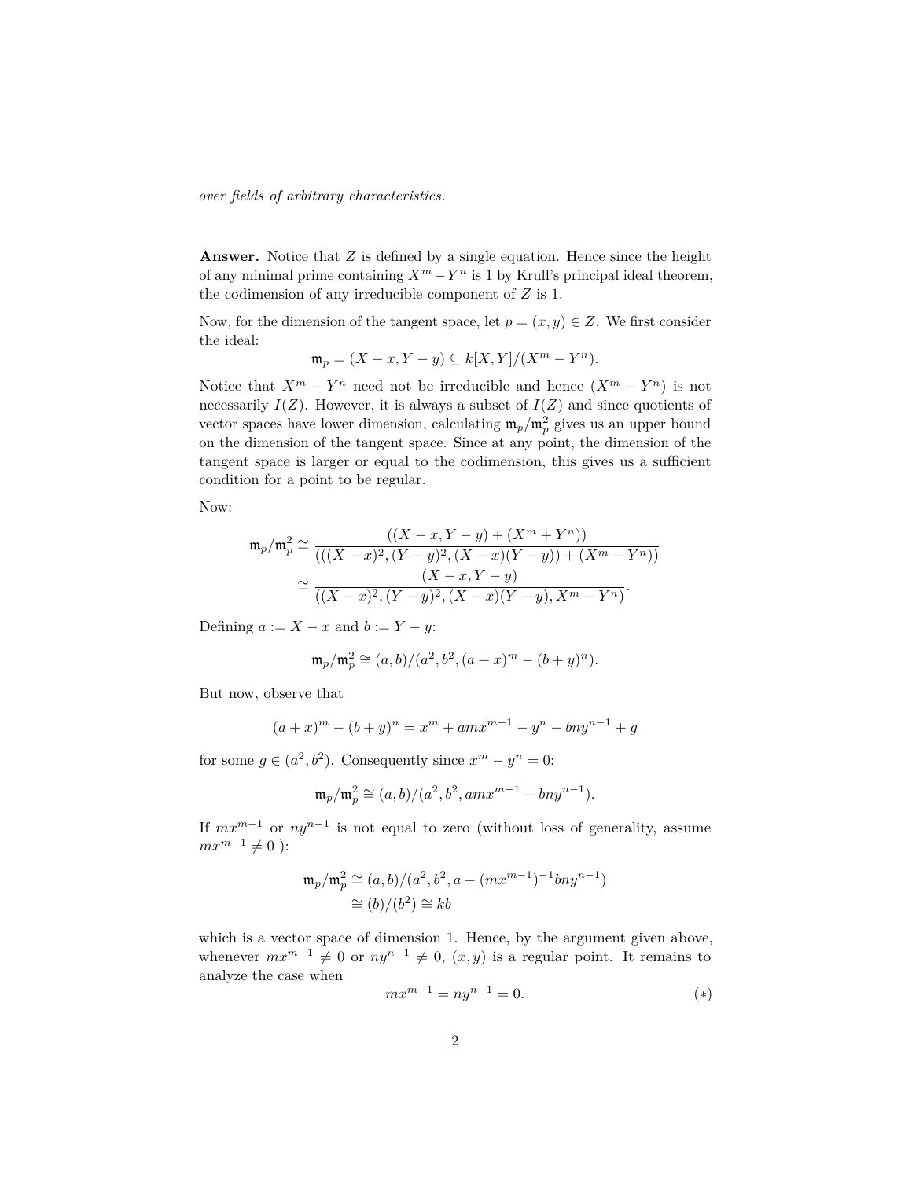*over fields of arbitrary characteristics.*

**Answer.** Notice that $Z$ is defined by a single equation. Hence since the height of any minimal prime containing $X^m - Y^n$ is 1 by Krull's principal ideal theorem, the codimension of any irreducible component of $Z$ is 1.

Now, for the dimension of the tangent space, let $p = (x, y) \in Z$. We first consider the ideal:

$$\mathfrak{m}_p = (X - x, Y - y) \subseteq k[X, Y]/(X^m - Y^n).$$

Notice that $X^m - Y^n$ need not be irreducible and hence $(X^m - Y^n)$ is not necessarily $I(Z)$. However, it is always a subset of $I(Z)$ and since quotients of vector spaces have lower dimension, calculating $\mathfrak{m}_p/\mathfrak{m}_p^2$ gives us an upper bound on the dimension of the tangent space. Since at any point, the dimension of the tangent space is larger or equal to the codimension, this gives us a sufficient condition for a point to be regular.

Now:

$$\begin{aligned}
\mathfrak{m}_p/\mathfrak{m}_p^2 &\cong \frac{((X - x, Y - y) + (X^m + Y^n))}{(((X - x)^2, (Y - y)^2, (X - x)(Y - y)) + (X^m - Y^n))} \\
&\cong \frac{(X - x, Y - y)}{((X - x)^2, (Y - y)^2, (X - x)(Y - y), X^m - Y^n)}.
\end{aligned}$$

Defining $a := X - x$ and $b := Y - y$:

$$\mathfrak{m}_p/\mathfrak{m}_p^2 \cong (a, b)/(a^2, b^2, (a + x)^m - (b + y)^n).$$

But now, observe that

$$(a + x)^m - (b + y)^n = x^m + amx^{m-1} - y^n - bny^{n-1} + g$$

for some $g \in (a^2, b^2)$. Consequently since $x^m - y^n = 0$:

$$\mathfrak{m}_p/\mathfrak{m}_p^2 \cong (a, b)/(a^2, b^2, amx^{m-1} - bny^{n-1}).$$

If $mx^{m-1}$ or $ny^{n-1}$ is not equal to zero (without loss of generality, assume $mx^{m-1} \neq 0$ ):

$$\begin{aligned}
\mathfrak{m}_p/\mathfrak{m}_p^2 &\cong (a, b)/(a^2, b^2, a - (mx^{m-1})^{-1}bny^{n-1}) \\
&\cong (b)/(b^2) \cong kb
\end{aligned}$$

which is a vector space of dimension 1. Hence, by the argument given above, whenever $mx^{m-1} \neq 0$ or $ny^{n-1} \neq 0$, $(x, y)$ is a regular point. It remains to analyze the case when

$$mx^{m-1} = ny^{n-1} = 0. \tag{$*$}$$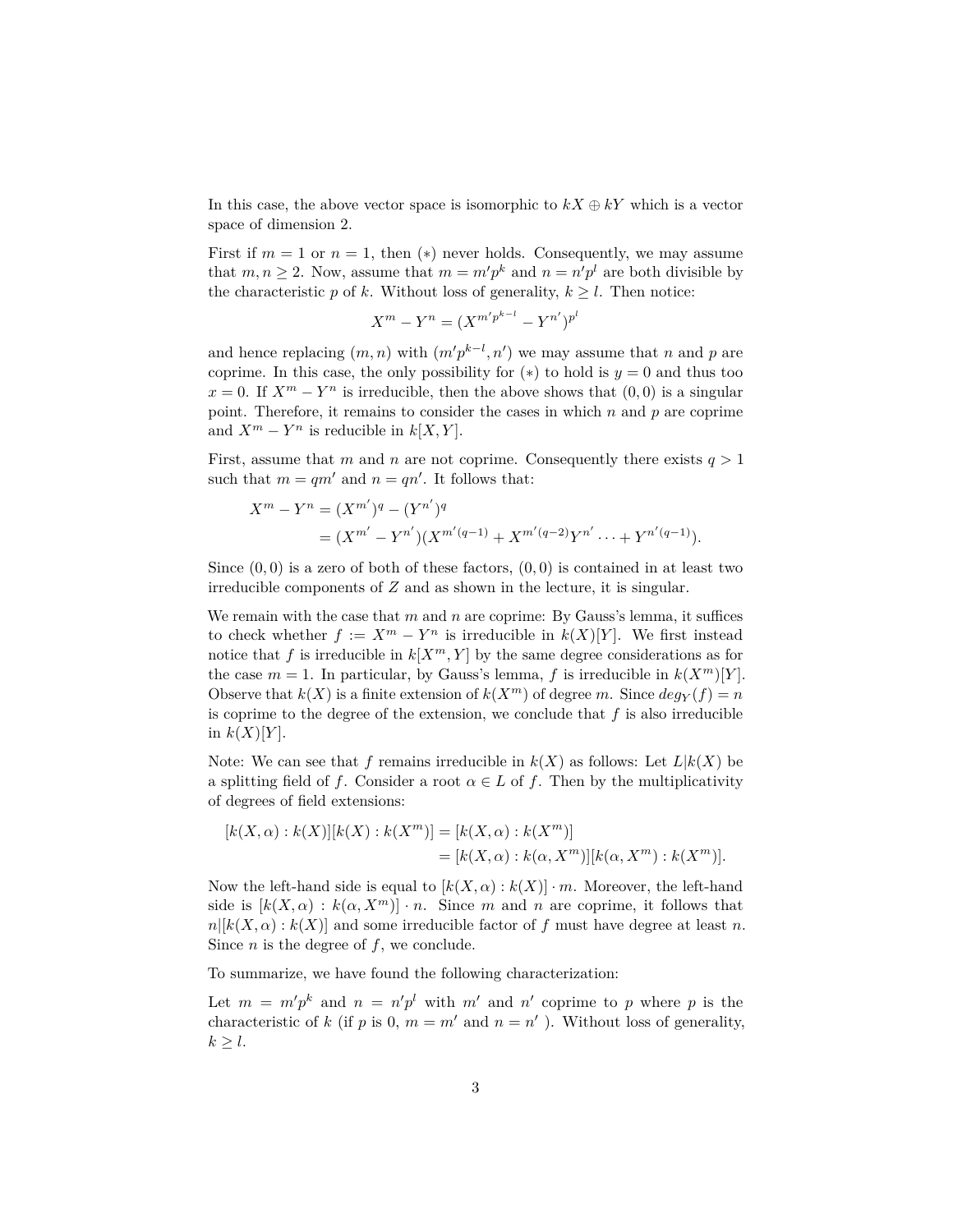In this case, the above vector space is isomorphic to $kX \oplus kY$ which is a vector space of dimension 2.

First if $m = 1$ or $n = 1$, then $(*)$ never holds. Consequently, we may assume that $m, n \geq 2$. Now, assume that $m = m'p^k$ and $n = n'p^l$ are both divisible by the characteristic $p$ of $k$. Without loss of generality, $k \geq l$. Then notice:

$$X^m - Y^n = (X^{m'p^{k-l}} - Y^{n'})^{p^l}$$

and hence replacing $(m, n)$ with $(m'p^{k-l}, n')$ we may assume that $n$ and $p$ are coprime. In this case, the only possibility for $(*)$ to hold is $y = 0$ and thus too $x = 0$. If $X^m - Y^n$ is irreducible, then the above shows that $(0, 0)$ is a singular point. Therefore, it remains to consider the cases in which $n$ and $p$ are coprime and $X^m - Y^n$ is reducible in $k[X, Y]$.

First, assume that $m$ and $n$ are not coprime. Consequently there exists $q > 1$ such that $m = qm'$ and $n = qn'$. It follows that:

$$\begin{aligned}
X^m - Y^n &= (X^{m'})^q - (Y^{n'})^q \\
&= (X^{m'} - Y^{n'})(X^{m'(q-1)} + X^{m'(q-2)}Y^{n'} \cdots + Y^{n'(q-1)}).
\end{aligned}$$

Since $(0, 0)$ is a zero of both of these factors, $(0, 0)$ is contained in at least two irreducible components of $Z$ and as shown in the lecture, it is singular.

We remain with the case that $m$ and $n$ are coprime: By Gauss's lemma, it suffices to check whether $f := X^m - Y^n$ is irreducible in $k(X)[Y]$. We first instead notice that $f$ is irreducible in $k[X^m, Y]$ by the same degree considerations as for the case $m = 1$. In particular, by Gauss's lemma, $f$ is irreducible in $k(X^m)[Y]$. Observe that $k(X)$ is a finite extension of $k(X^m)$ of degree $m$. Since $deg_Y(f) = n$ is coprime to the degree of the extension, we conclude that $f$ is also irreducible in $k(X)[Y]$.

Note: We can see that $f$ remains irreducible in $k(X)$ as follows: Let $L|k(X)$ be a splitting field of $f$. Consider a root $\alpha \in L$ of $f$. Then by the multiplicativity of degrees of field extensions:

$$\begin{aligned}
[k(X, \alpha) : k(X)][k(X) : k(X^m)] &= [k(X, \alpha) : k(X^m)] \\
&= [k(X, \alpha) : k(\alpha, X^m)][k(\alpha, X^m) : k(X^m)].
\end{aligned}$$

Now the left-hand side is equal to $[k(X, \alpha) : k(X)] \cdot m$. Moreover, the left-hand side is $[k(X, \alpha) : k(\alpha, X^m)] \cdot n$. Since $m$ and $n$ are coprime, it follows that $n | [k(X, \alpha) : k(X)]$ and some irreducible factor of $f$ must have degree at least $n$. Since $n$ is the degree of $f$, we conclude.

To summarize, we have found the following characterization:

Let $m = m'p^k$ and $n = n'p^l$ with $m'$ and $n'$ coprime to $p$ where $p$ is the characteristic of $k$ (if $p$ is 0, $m = m'$ and $n = n'$ ). Without loss of generality, $k \geq l$.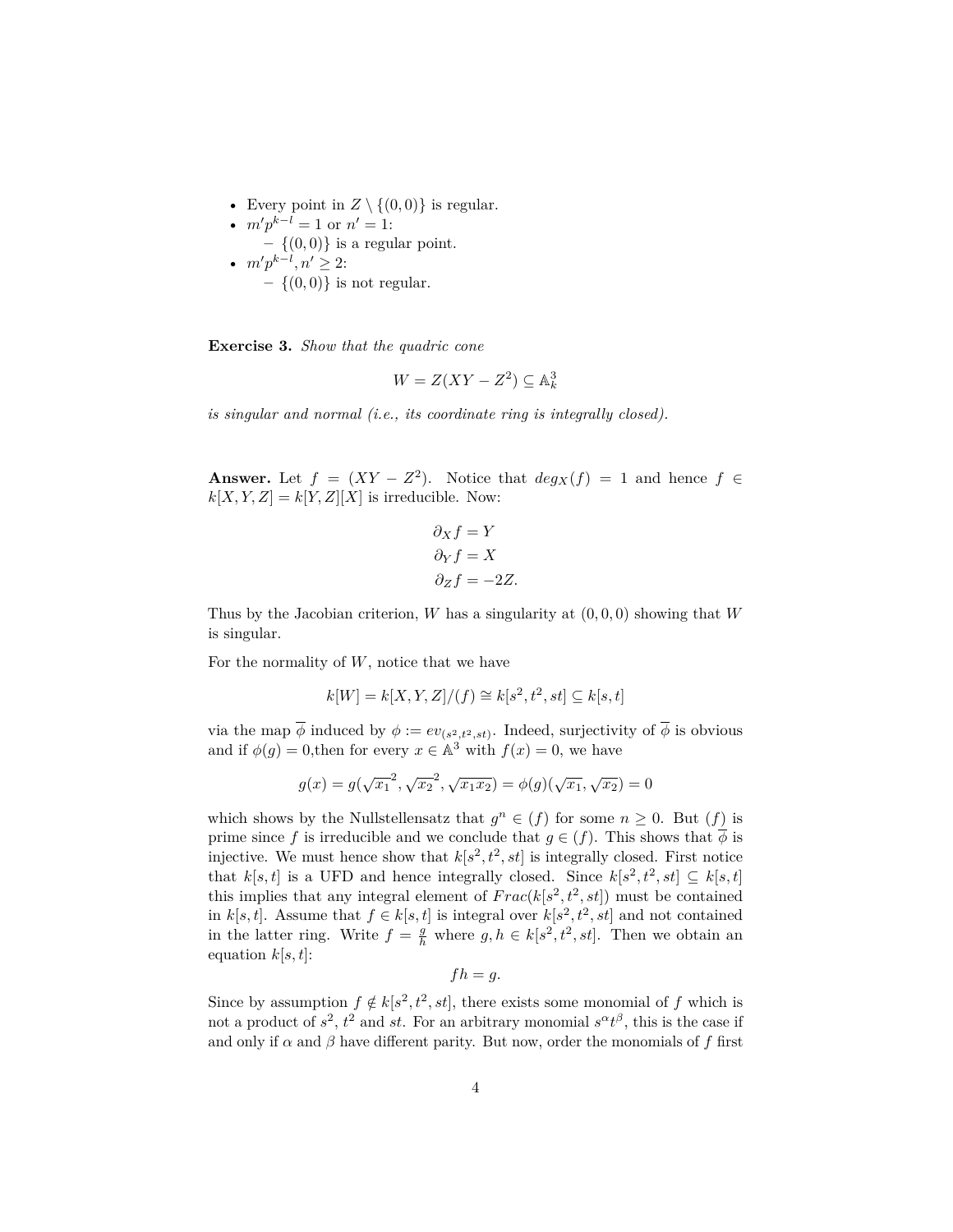- Every point in $Z \setminus \{(0,0)\}$ is regular.
- $m'p^{k-l} = 1$ or $n' = 1$:
  - $\{(0,0)\}$ is a regular point.
- $m'p^{k-l}, n' \geq 2$:
  - $\{(0,0)\}$ is not regular.

**Exercise 3.** *Show that the quadric cone*

$$W = Z(XY - Z^2) \subseteq \mathbb{A}^3_k$$

*is singular and normal (i.e., its coordinate ring is integrally closed).*

**Answer.** Let $f = (XY - Z^2)$. Notice that $deg_X(f) = 1$ and hence $f \in k[X,Y,Z] = k[Y,Z][X]$ is irreducible. Now:

$$\begin{aligned}
\partial_X f &= Y \\
\partial_Y f &= X \\
\partial_Z f &= -2Z.
\end{aligned}$$

Thus by the Jacobian criterion, $W$ has a singularity at $(0,0,0)$ showing that $W$ is singular.

For the normality of $W$, notice that we have

$$k[W] = k[X,Y,Z]/(f) \cong k[s^2, t^2, st] \subseteq k[s,t]$$

via the map $\overline{\phi}$ induced by $\phi := ev_{(s^2,t^2,st)}$. Indeed, surjectivity of $\overline{\phi}$ is obvious and if $\phi(g) = 0$,then for every $x \in \mathbb{A}^3$ with $f(x) = 0$, we have

$$g(x) = g(\sqrt{x_1}^2, \sqrt{x_2}^2, \sqrt{x_1 x_2}) = \phi(g)(\sqrt{x_1}, \sqrt{x_2}) = 0$$

which shows by the Nullstellensatz that $g^n \in (f)$ for some $n \geq 0$. But $(f)$ is prime since $f$ is irreducible and we conclude that $g \in (f)$. This shows that $\overline{\phi}$ is injective. We must hence show that $k[s^2, t^2, st]$ is integrally closed. First notice that $k[s,t]$ is a UFD and hence integrally closed. Since $k[s^2, t^2, st] \subseteq k[s,t]$ this implies that any integral element of $Frac(k[s^2, t^2, st])$ must be contained in $k[s,t]$. Assume that $f \in k[s,t]$ is integral over $k[s^2, t^2, st]$ and not contained in the latter ring. Write $f = \frac{g}{h}$ where $g, h \in k[s^2, t^2, st]$. Then we obtain an equation $k[s,t]$:

$$fh = g.$$

Since by assumption $f \notin k[s^2, t^2, st]$, there exists some monomial of $f$ which is not a product of $s^2$, $t^2$ and $st$. For an arbitrary monomial $s^\alpha t^\beta$, this is the case if and only if $\alpha$ and $\beta$ have different parity. But now, order the monomials of $f$ first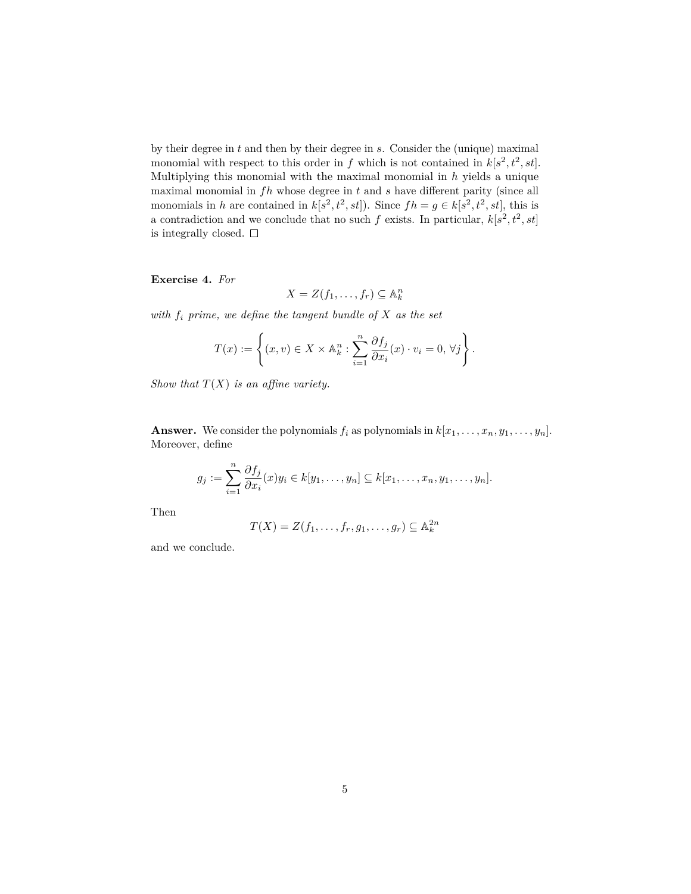by their degree in $t$ and then by their degree in $s$. Consider the (unique) maximal monomial with respect to this order in $f$ which is not contained in $k[s^2, t^2, st]$. Multiplying this monomial with the maximal monomial in $h$ yields a unique maximal monomial in $fh$ whose degree in $t$ and $s$ have different parity (since all monomials in $h$ are contained in $k[s^2, t^2, st]$). Since $fh = g \in k[s^2, t^2, st]$, this is a contradiction and we conclude that no such $f$ exists. In particular, $k[s^2, t^2, st]$ is integrally closed. □

**Exercise 4.** *For*

$$X = Z(f_1, \dots, f_r) \subseteq \mathbb{A}_k^n$$

*with $f_i$ prime, we define the tangent bundle of $X$ as the set*

$$T(x) := \left\{ (x, v) \in X \times \mathbb{A}_k^n : \sum_{i=1}^{n} \frac{\partial f_j}{\partial x_i}(x) \cdot v_i = 0, \, \forall j \right\}.$$

*Show that $T(X)$ is an affine variety.*

**Answer.** We consider the polynomials $f_i$ as polynomials in $k[x_1, \dots, x_n, y_1, \dots, y_n]$. Moreover, define

$$g_j := \sum_{i=1}^{n} \frac{\partial f_j}{\partial x_i}(x) y_i \in k[y_1, \dots, y_n] \subseteq k[x_1, \dots, x_n, y_1, \dots, y_n].$$

Then

$$T(X) = Z(f_1, \dots, f_r, g_1, \dots, g_r) \subseteq \mathbb{A}_k^{2n}$$

and we conclude.